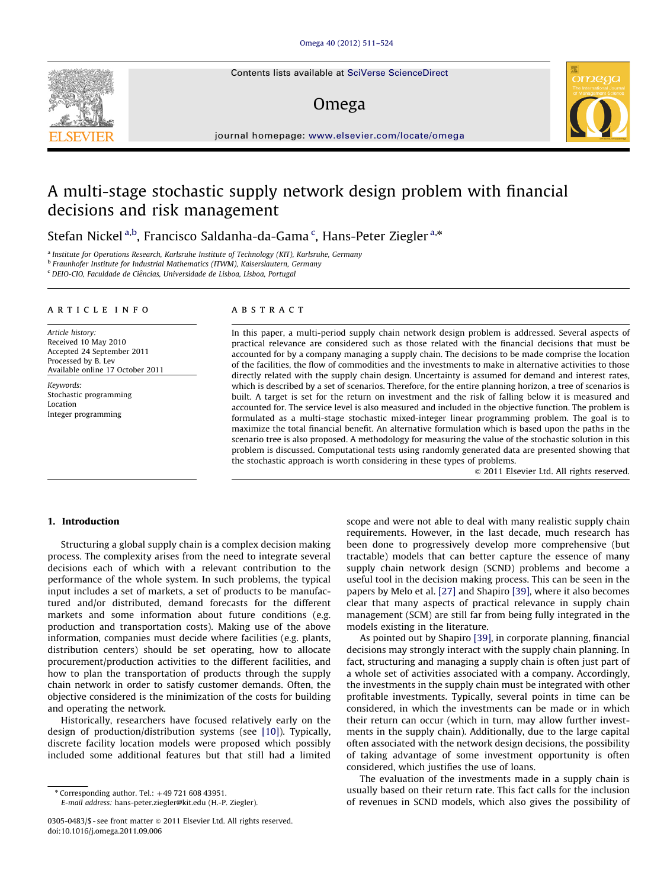# A multi-stage stochastic supply network design problem with financial decisions and risk management

Stefan Nickel [a,b], Francisco Saldanha-da-Gama [c], Hans-Peter Ziegler [a,*]

[a] Institute for Operations Research, Karlsruhe Institute of Technology (KIT), Karlsruhe, Germany
[b] Fraunhofer Institute for Industrial Mathematics (ITWM), Kaiserslautern, Germany
[c] DEIO-CIO, Faculdade de Ciências, Universidade de Lisboa, Lisboa, Portugal

## ARTICLE INFO

*Article history:*
Received 10 May 2010
Accepted 24 September 2011
Processed by B. Lev
Available online 17 October 2011

*Keywords:*
Stochastic programming
Location
Integer programming

## ABSTRACT

In this paper, a multi-period supply chain network design problem is addressed. Several aspects of practical relevance are considered such as those related with the financial decisions that must be accounted for by a company managing a supply chain. The decisions to be made comprise the location of the facilities, the flow of commodities and the investments to make in alternative activities to those directly related with the supply chain design. Uncertainty is assumed for demand and interest rates, which is described by a set of scenarios. Therefore, for the entire planning horizon, a tree of scenarios is built. A target is set for the return on investment and the risk of falling below it is measured and accounted for. The service level is also measured and included in the objective function. The problem is formulated as a multi-stage stochastic mixed-integer linear programming problem. The goal is to maximize the total financial benefit. An alternative formulation which is based upon the paths in the scenario tree is also proposed. A methodology for measuring the value of the stochastic solution in this problem is discussed. Computational tests using randomly generated data are presented showing that the stochastic approach is worth considering in these types of problems.

© 2011 Elsevier Ltd. All rights reserved.

## 1. Introduction

Structuring a global supply chain is a complex decision making process. The complexity arises from the need to integrate several decisions each of which with a relevant contribution to the performance of the whole system. In such problems, the typical input includes a set of markets, a set of products to be manufactured and/or distributed, demand forecasts for the different markets and some information about future conditions (e.g. production and transportation costs). Making use of the above information, companies must decide where facilities (e.g. plants, distribution centers) should be set operating, how to allocate procurement/production activities to the different facilities, and how to plan the transportation of products through the supply chain network in order to satisfy customer demands. Often, the objective considered is the minimization of the costs for building and operating the network.

Historically, researchers have focused relatively early on the design of production/distribution systems (see [10]). Typically, discrete facility location models were proposed which possibly included some additional features but that still had a limited scope and were not able to deal with many realistic supply chain requirements. However, in the last decade, much research has been done to progressively develop more comprehensive (but tractable) models that can better capture the essence of many supply chain network design (SCND) problems and become a useful tool in the decision making process. This can be seen in the papers by Melo et al. [27] and Shapiro [39], where it also becomes clear that many aspects of practical relevance in supply chain management (SCM) are still far from being fully integrated in the models existing in the literature.

As pointed out by Shapiro [39], in corporate planning, financial decisions may strongly interact with the supply chain planning. In fact, structuring and managing a supply chain is often just part of a whole set of activities associated with a company. Accordingly, the investments in the supply chain must be integrated with other profitable investments. Typically, several points in time can be considered, in which the investments can be made or in which their return can occur (which in turn, may allow further investments in the supply chain). Additionally, due to the large capital often associated with the network design decisions, the possibility of taking advantage of some investment opportunity is often considered, which justifies the use of loans.

The evaluation of the investments made in a supply chain is usually based on their return rate. This fact calls for the inclusion of revenues in SCND models, which also gives the possibility of

\* Corresponding author. Tel.: +49 721 608 43951.
*E-mail address:* hans-peter.ziegler@kit.edu (H.-P. Ziegler).

0305-0483/$ - see front matter © 2011 Elsevier Ltd. All rights reserved.
doi:10.1016/j.omega.2011.09.006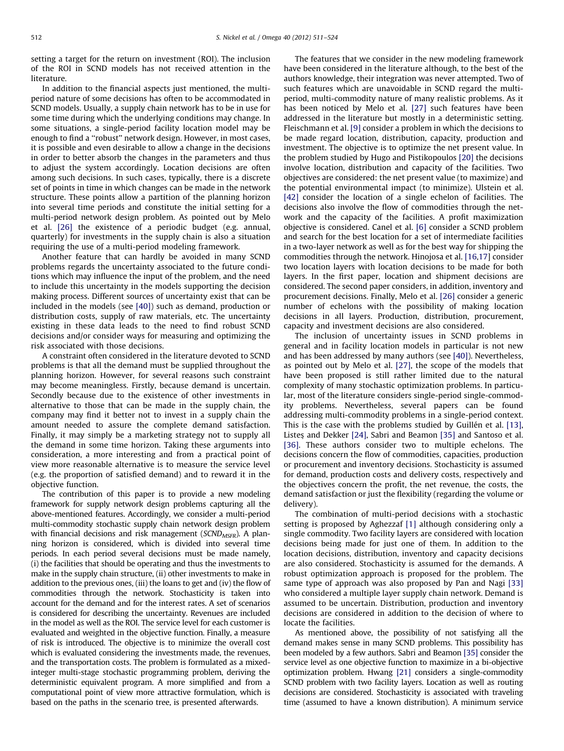setting a target for the return on investment (ROI). The inclusion of the ROI in SCND models has not received attention in the literature.

In addition to the financial aspects just mentioned, the multi-period nature of some decisions has often to be accommodated in SCND models. Usually, a supply chain network has to be in use for some time during which the underlying conditions may change. In some situations, a single-period facility location model may be enough to find a "robust" network design. However, in most cases, it is possible and even desirable to allow a change in the decisions in order to better absorb the changes in the parameters and thus to adjust the system accordingly. Location decisions are often among such decisions. In such cases, typically, there is a discrete set of points in time in which changes can be made in the network structure. These points allow a partition of the planning horizon into several time periods and constitute the initial setting for a multi-period network design problem. As pointed out by Melo et al. [26] the existence of a periodic budget (e.g. annual, quarterly) for investments in the supply chain is also a situation requiring the use of a multi-period modeling framework.

Another feature that can hardly be avoided in many SCND problems regards the uncertainty associated to the future conditions which may influence the input of the problem, and the need to include this uncertainty in the models supporting the decision making process. Different sources of uncertainty exist that can be included in the models (see [40]) such as demand, production or distribution costs, supply of raw materials, etc. The uncertainty existing in these data leads to the need to find robust SCND decisions and/or consider ways for measuring and optimizing the risk associated with those decisions.

A constraint often considered in the literature devoted to SCND problems is that all the demand must be supplied throughout the planning horizon. However, for several reasons such constraint may become meaningless. Firstly, because demand is uncertain. Secondly because due to the existence of other investments in alternative to those that can be made in the supply chain, the company may find it better not to invest in a supply chain the amount needed to assure the complete demand satisfaction. Finally, it may simply be a marketing strategy not to supply all the demand in some time horizon. Taking these arguments into consideration, a more interesting and from a practical point of view more reasonable alternative is to measure the service level (e.g. the proportion of satisfied demand) and to reward it in the objective function.

The contribution of this paper is to provide a new modeling framework for supply network design problems capturing all the above-mentioned features. Accordingly, we consider a multi-period multi-commodity stochastic supply chain network design problem with financial decisions and risk management ($SCND_{MSFR}$). A planning horizon is considered, which is divided into several time periods. In each period several decisions must be made namely, (i) the facilities that should be operating and thus the investments to make in the supply chain structure, (ii) other investments to make in addition to the previous ones, (iii) the loans to get and (iv) the flow of commodities through the network. Stochasticity is taken into account for the demand and for the interest rates. A set of scenarios is considered for describing the uncertainty. Revenues are included in the model as well as the ROI. The service level for each customer is evaluated and weighted in the objective function. Finally, a measure of risk is introduced. The objective is to minimize the overall cost which is evaluated considering the investments made, the revenues, and the transportation costs. The problem is formulated as a mixed-integer multi-stage stochastic programming problem, deriving the deterministic equivalent program. A more simplified and from a computational point of view more attractive formulation, which is based on the paths in the scenario tree, is presented afterwards.

The features that we consider in the new modeling framework have been considered in the literature although, to the best of the authors knowledge, their integration was never attempted. Two of such features which are unavoidable in SCND regard the multi-period, multi-commodity nature of many realistic problems. As it has been noticed by Melo et al. [27] such features have been addressed in the literature but mostly in a deterministic setting. Fleischmann et al. [9] consider a problem in which the decisions to be made regard location, distribution, capacity, production and investment. The objective is to optimize the net present value. In the problem studied by Hugo and Pistikopoulos [20] the decisions involve location, distribution and capacity of the facilities. Two objectives are considered: the net present value (to maximize) and the potential environmental impact (to minimize). Ulstein et al. [42] consider the location of a single echelon of facilities. The decisions also involve the flow of commodities through the network and the capacity of the facilities. A profit maximization objective is considered. Canel et al. [6] consider a SCND problem and search for the best location for a set of intermediate facilities in a two-layer network as well as for the best way for shipping the commodities through the network. Hinojosa et al. [16,17] consider two location layers with location decisions to be made for both layers. In the first paper, location and shipment decisions are considered. The second paper considers, in addition, inventory and procurement decisions. Finally, Melo et al. [26] consider a generic number of echelons with the possibility of making location decisions in all layers. Production, distribution, procurement, capacity and investment decisions are also considered.

The inclusion of uncertainty issues in SCND problems in general and in facility location models in particular is not new and has been addressed by many authors (see [40]). Nevertheless, as pointed out by Melo et al. [27], the scope of the models that have been proposed is still rather limited due to the natural complexity of many stochastic optimization problems. In particular, most of the literature considers single-period single-commodity problems. Nevertheless, several papers can be found addressing multi-commodity problems in a single-period context. This is the case with the problems studied by Guillén et al. [13], Listeș and Dekker [24], Sabri and Beamon [35] and Santoso et al. [36]. These authors consider two to multiple echelons. The decisions concern the flow of commodities, capacities, production or procurement and inventory decisions. Stochasticity is assumed for demand, production costs and delivery costs, respectively and the objectives concern the profit, the net revenue, the costs, the demand satisfaction or just the flexibility (regarding the volume or delivery).

The combination of multi-period decisions with a stochastic setting is proposed by Aghezzaf [1] although considering only a single commodity. Two facility layers are considered with location decisions being made for just one of them. In addition to the location decisions, distribution, inventory and capacity decisions are also considered. Stochasticity is assumed for the demands. A robust optimization approach is proposed for the problem. The same type of approach was also proposed by Pan and Nagi [33] who considered a multiple layer supply chain network. Demand is assumed to be uncertain. Distribution, production and inventory decisions are considered in addition to the decision of where to locate the facilities.

As mentioned above, the possibility of not satisfying all the demand makes sense in many SCND problems. This possibility has been modeled by a few authors. Sabri and Beamon [35] consider the service level as one objective function to maximize in a bi-objective optimization problem. Hwang [21] considers a single-commodity SCND problem with two facility layers. Location as well as routing decisions are considered. Stochasticity is associated with traveling time (assumed to have a known distribution). A minimum service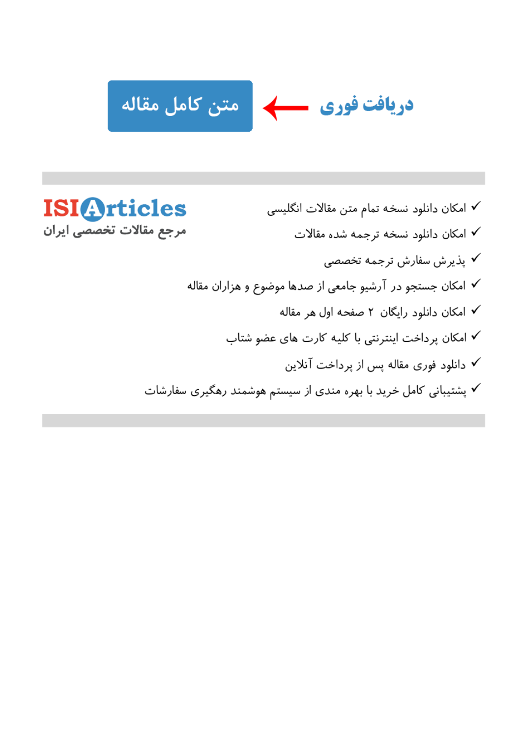دریافت فوری ← **متن کامل مقاله**

**ISIArticles**
مرجع مقالات تخصصی ایران

- ✓ امکان دانلود نسخه تمام متن مقالات انگلیسی
- ✓ امکان دانلود نسخه ترجمه شده مقالات
- ✓ پذیرش سفارش ترجمه تخصصی
- ✓ امکان جستجو در آرشیو جامعی از صدها موضوع و هزاران مقاله
- ✓ امکان دانلود رایگان ۲ صفحه اول هر مقاله
- ✓ امکان پرداخت اینترنتی با کلیه کارت های عضو شتاب
- ✓ دانلود فوری مقاله پس از پرداخت آنلاین
- ✓ پشتیبانی کامل خرید با بهره مندی از سیستم هوشمند رهگیری سفارشات